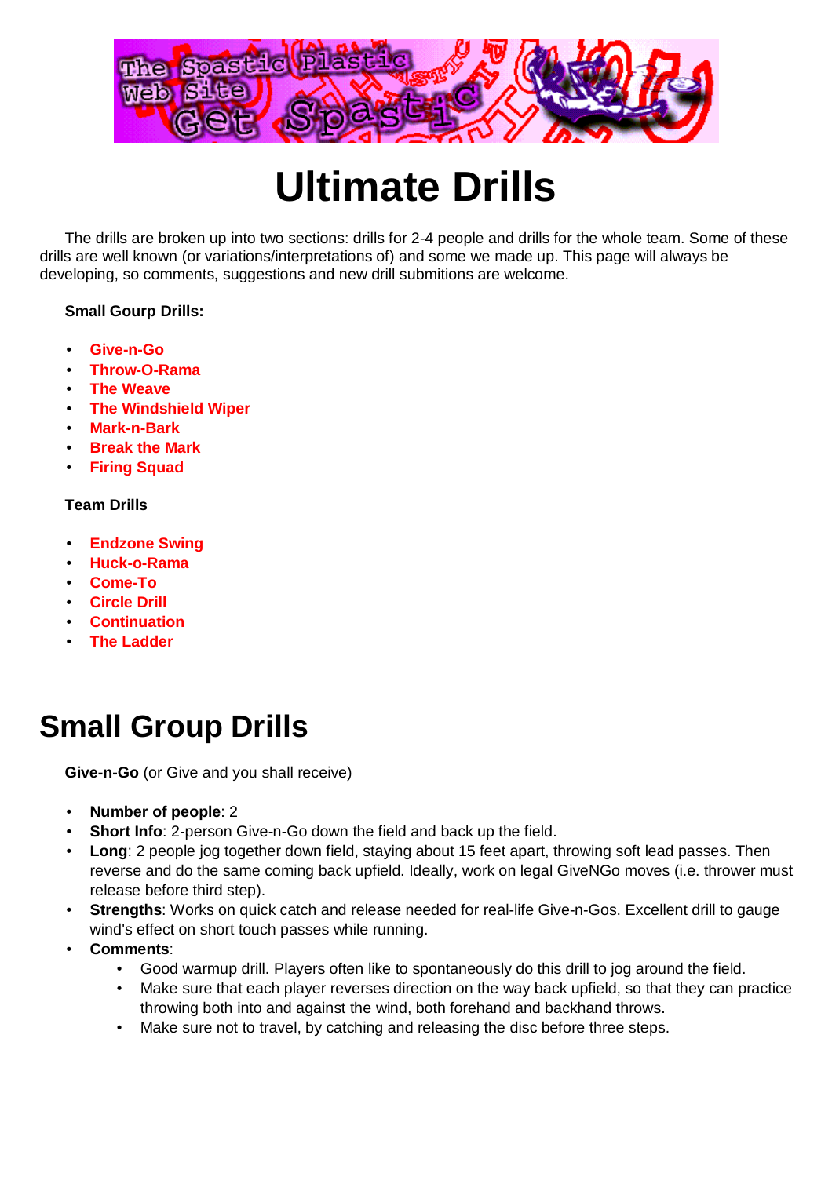# Ultimate Drills

The drills are broken up into two sections: drills for 2-4 people and drills for the whole team. Some of these drills are well known (or variations/interpretations of) and some we made up. This page will always be developing, so comments, suggestions and new drill submitions are welcome.

**Small Gourp Drills:**

- **Give-n-Go**
- **Throw-O-Rama**
- **The Weave**
- **The Windshield Wiper**
- **Mark-n-Bark**
- **Break the Mark**
- **Firing Squad**

**Team Drills**

- **Endzone Swing**
- **Huck-o-Rama**
- **Come-To**
- **Circle Drill**
- **Continuation**
- **The Ladder**

# Small Group Drills

**Give-n-Go** (or Give and you shall receive)

- **Number of people**: 2
- **Short Info**: 2-person Give-n-Go down the field and back up the field.
- **Long**: 2 people jog together down field, staying about 15 feet apart, throwing soft lead passes. Then reverse and do the same coming back upfield. Ideally, work on legal GiveNGo moves (i.e. thrower must release before third step).
- **Strengths**: Works on quick catch and release needed for real-life Give-n-Gos. Excellent drill to gauge wind's effect on short touch passes while running.
- **Comments**:
  - Good warmup drill. Players often like to spontaneously do this drill to jog around the field.
  - Make sure that each player reverses direction on the way back upfield, so that they can practice throwing both into and against the wind, both forehand and backhand throws.
  - Make sure not to travel, by catching and releasing the disc before three steps.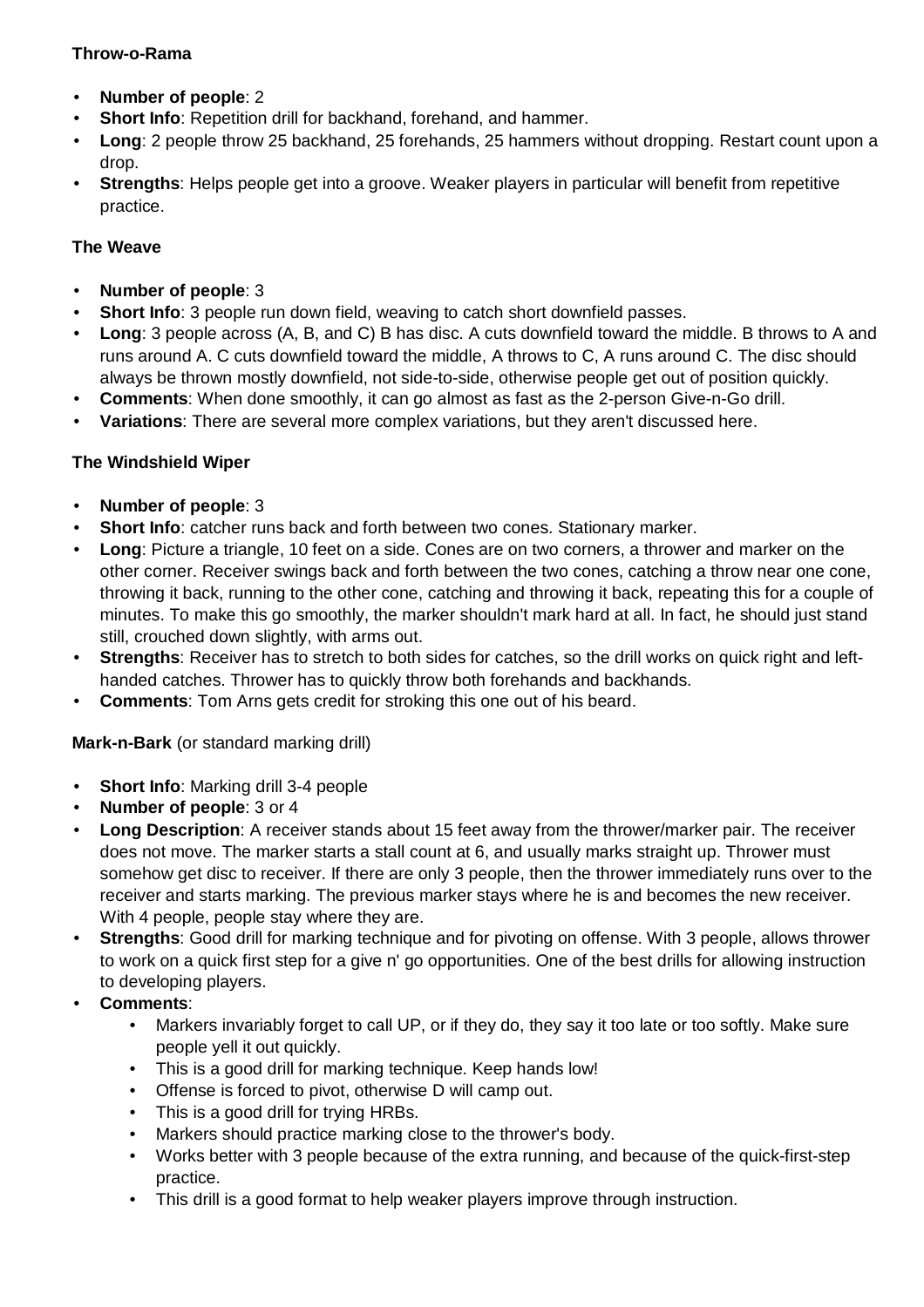**Throw-o-Rama**

- **Number of people**: 2
- **Short Info**: Repetition drill for backhand, forehand, and hammer.
- **Long**: 2 people throw 25 backhand, 25 forehands, 25 hammers without dropping. Restart count upon a drop.
- **Strengths**: Helps people get into a groove. Weaker players in particular will benefit from repetitive practice.

**The Weave**

- **Number of people**: 3
- **Short Info**: 3 people run down field, weaving to catch short downfield passes.
- **Long**: 3 people across (A, B, and C) B has disc. A cuts downfield toward the middle. B throws to A and runs around A. C cuts downfield toward the middle, A throws to C, A runs around C. The disc should always be thrown mostly downfield, not side-to-side, otherwise people get out of position quickly.
- **Comments**: When done smoothly, it can go almost as fast as the 2-person Give-n-Go drill.
- **Variations**: There are several more complex variations, but they aren't discussed here.

**The Windshield Wiper**

- **Number of people**: 3
- **Short Info**: catcher runs back and forth between two cones. Stationary marker.
- **Long**: Picture a triangle, 10 feet on a side. Cones are on two corners, a thrower and marker on the other corner. Receiver swings back and forth between the two cones, catching a throw near one cone, throwing it back, running to the other cone, catching and throwing it back, repeating this for a couple of minutes. To make this go smoothly, the marker shouldn't mark hard at all. In fact, he should just stand still, crouched down slightly, with arms out.
- **Strengths**: Receiver has to stretch to both sides for catches, so the drill works on quick right and left-handed catches. Thrower has to quickly throw both forehands and backhands.
- **Comments**: Tom Arns gets credit for stroking this one out of his beard.

**Mark-n-Bark** (or standard marking drill)

- **Short Info**: Marking drill 3-4 people
- **Number of people**: 3 or 4
- **Long Description**: A receiver stands about 15 feet away from the thrower/marker pair. The receiver does not move. The marker starts a stall count at 6, and usually marks straight up. Thrower must somehow get disc to receiver. If there are only 3 people, then the thrower immediately runs over to the receiver and starts marking. The previous marker stays where he is and becomes the new receiver. With 4 people, people stay where they are.
- **Strengths**: Good drill for marking technique and for pivoting on offense. With 3 people, allows thrower to work on a quick first step for a give n' go opportunities. One of the best drills for allowing instruction to developing players.
- **Comments**:
    - Markers invariably forget to call UP, or if they do, they say it too late or too softly. Make sure people yell it out quickly.
    - This is a good drill for marking technique. Keep hands low!
    - Offense is forced to pivot, otherwise D will camp out.
    - This is a good drill for trying HRBs.
    - Markers should practice marking close to the thrower's body.
    - Works better with 3 people because of the extra running, and because of the quick-first-step practice.
    - This drill is a good format to help weaker players improve through instruction.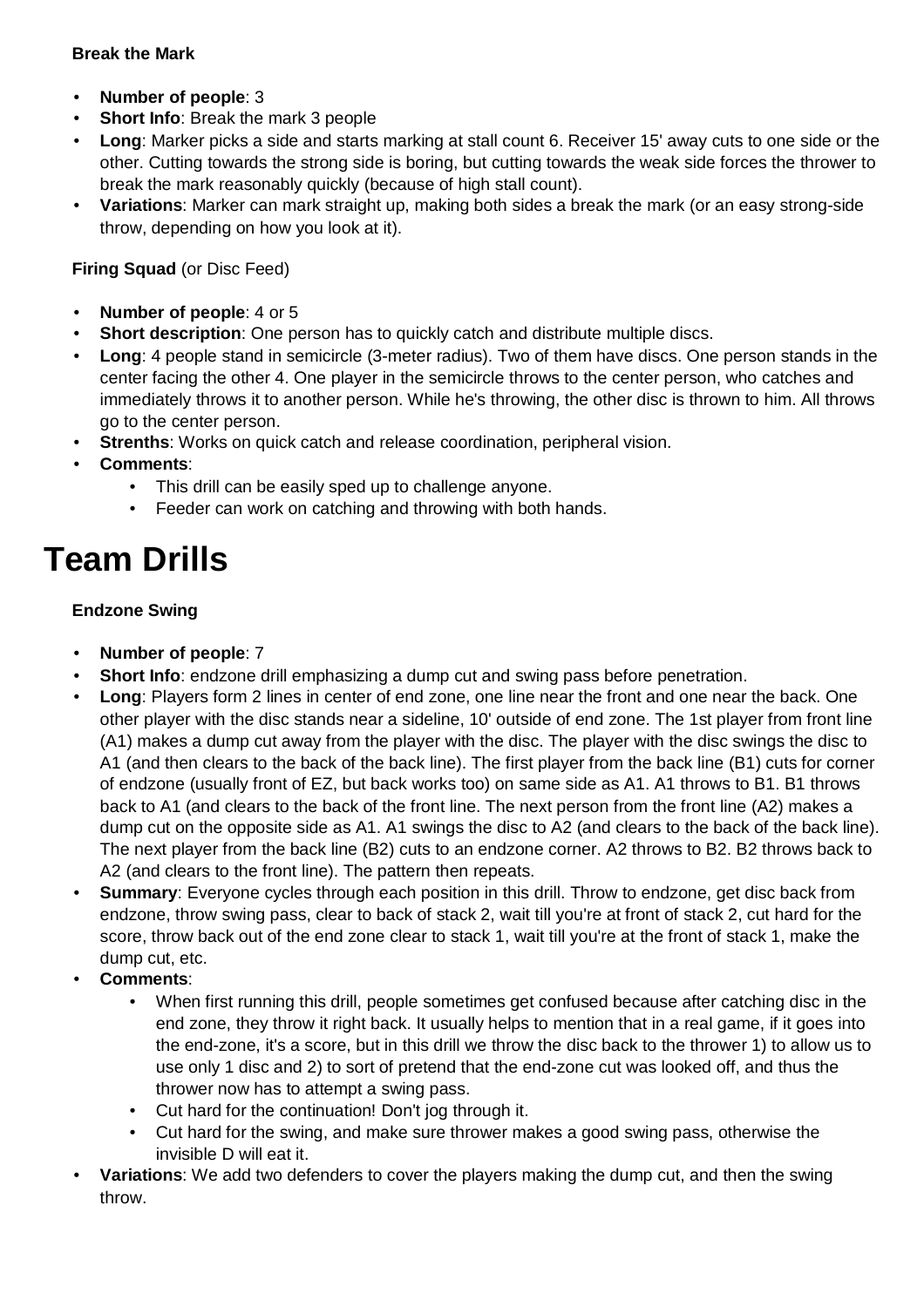**Break the Mark**

- **Number of people**: 3
- **Short Info**: Break the mark 3 people
- **Long**: Marker picks a side and starts marking at stall count 6. Receiver 15' away cuts to one side or the other. Cutting towards the strong side is boring, but cutting towards the weak side forces the thrower to break the mark reasonably quickly (because of high stall count).
- **Variations**: Marker can mark straight up, making both sides a break the mark (or an easy strong-side throw, depending on how you look at it).

**Firing Squad** (or Disc Feed)

- **Number of people**: 4 or 5
- **Short description**: One person has to quickly catch and distribute multiple discs.
- **Long**: 4 people stand in semicircle (3-meter radius). Two of them have discs. One person stands in the center facing the other 4. One player in the semicircle throws to the center person, who catches and immediately throws it to another person. While he's throwing, the other disc is thrown to him. All throws go to the center person.
- **Strenths**: Works on quick catch and release coordination, peripheral vision.
- **Comments**:
  - This drill can be easily sped up to challenge anyone.
  - Feeder can work on catching and throwing with both hands.

# Team Drills

**Endzone Swing**

- **Number of people**: 7
- **Short Info**: endzone drill emphasizing a dump cut and swing pass before penetration.
- **Long**: Players form 2 lines in center of end zone, one line near the front and one near the back. One other player with the disc stands near a sideline, 10' outside of end zone. The 1st player from front line (A1) makes a dump cut away from the player with the disc. The player with the disc swings the disc to A1 (and then clears to the back of the back line). The first player from the back line (B1) cuts for corner of endzone (usually front of EZ, but back works too) on same side as A1. A1 throws to B1. B1 throws back to A1 (and clears to the back of the front line. The next person from the front line (A2) makes a dump cut on the opposite side as A1. A1 swings the disc to A2 (and clears to the back of the back line). The next player from the back line (B2) cuts to an endzone corner. A2 throws to B2. B2 throws back to A2 (and clears to the front line). The pattern then repeats.
- **Summary**: Everyone cycles through each position in this drill. Throw to endzone, get disc back from endzone, throw swing pass, clear to back of stack 2, wait till you're at front of stack 2, cut hard for the score, throw back out of the end zone clear to stack 1, wait till you're at the front of stack 1, make the dump cut, etc.
- **Comments**:
  - When first running this drill, people sometimes get confused because after catching disc in the end zone, they throw it right back. It usually helps to mention that in a real game, if it goes into the end-zone, it's a score, but in this drill we throw the disc back to the thrower 1) to allow us to use only 1 disc and 2) to sort of pretend that the end-zone cut was looked off, and thus the thrower now has to attempt a swing pass.
  - Cut hard for the continuation! Don't jog through it.
  - Cut hard for the swing, and make sure thrower makes a good swing pass, otherwise the invisible D will eat it.
- **Variations**: We add two defenders to cover the players making the dump cut, and then the swing throw.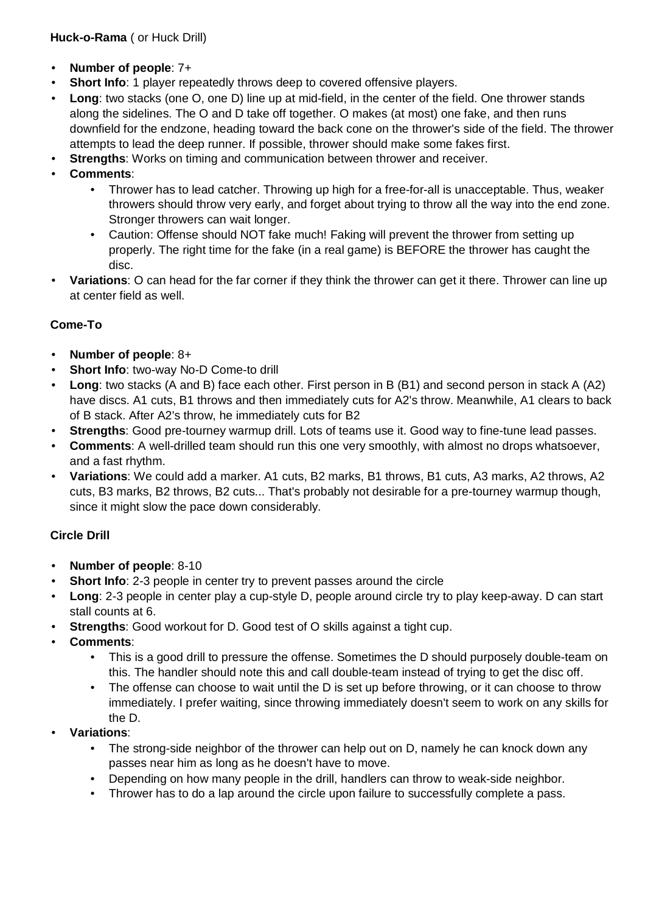**Huck-o-Rama** ( or Huck Drill)

- **Number of people**: 7+
- **Short Info**: 1 player repeatedly throws deep to covered offensive players.
- **Long**: two stacks (one O, one D) line up at mid-field, in the center of the field. One thrower stands along the sidelines. The O and D take off together. O makes (at most) one fake, and then runs downfield for the endzone, heading toward the back cone on the thrower's side of the field. The thrower attempts to lead the deep runner. If possible, thrower should make some fakes first.
- **Strengths**: Works on timing and communication between thrower and receiver.
- **Comments**:
    - Thrower has to lead catcher. Throwing up high for a free-for-all is unacceptable. Thus, weaker throwers should throw very early, and forget about trying to throw all the way into the end zone. Stronger throwers can wait longer.
    - Caution: Offense should NOT fake much! Faking will prevent the thrower from setting up properly. The right time for the fake (in a real game) is BEFORE the thrower has caught the disc.
- **Variations**: O can head for the far corner if they think the thrower can get it there. Thrower can line up at center field as well.

**Come-To**

- **Number of people**: 8+
- **Short Info**: two-way No-D Come-to drill
- **Long**: two stacks (A and B) face each other. First person in B (B1) and second person in stack A (A2) have discs. A1 cuts, B1 throws and then immediately cuts for A2's throw. Meanwhile, A1 clears to back of B stack. After A2's throw, he immediately cuts for B2
- **Strengths**: Good pre-tourney warmup drill. Lots of teams use it. Good way to fine-tune lead passes.
- **Comments**: A well-drilled team should run this one very smoothly, with almost no drops whatsoever, and a fast rhythm.
- **Variations**: We could add a marker. A1 cuts, B2 marks, B1 throws, B1 cuts, A3 marks, A2 throws, A2 cuts, B3 marks, B2 throws, B2 cuts... That's probably not desirable for a pre-tourney warmup though, since it might slow the pace down considerably.

**Circle Drill**

- **Number of people**: 8-10
- **Short Info**: 2-3 people in center try to prevent passes around the circle
- **Long**: 2-3 people in center play a cup-style D, people around circle try to play keep-away. D can start stall counts at 6.
- **Strengths**: Good workout for D. Good test of O skills against a tight cup.
- **Comments**:
    - This is a good drill to pressure the offense. Sometimes the D should purposely double-team on this. The handler should note this and call double-team instead of trying to get the disc off.
    - The offense can choose to wait until the D is set up before throwing, or it can choose to throw immediately. I prefer waiting, since throwing immediately doesn't seem to work on any skills for the D.
- **Variations**:
    - The strong-side neighbor of the thrower can help out on D, namely he can knock down any passes near him as long as he doesn't have to move.
    - Depending on how many people in the drill, handlers can throw to weak-side neighbor.
    - Thrower has to do a lap around the circle upon failure to successfully complete a pass.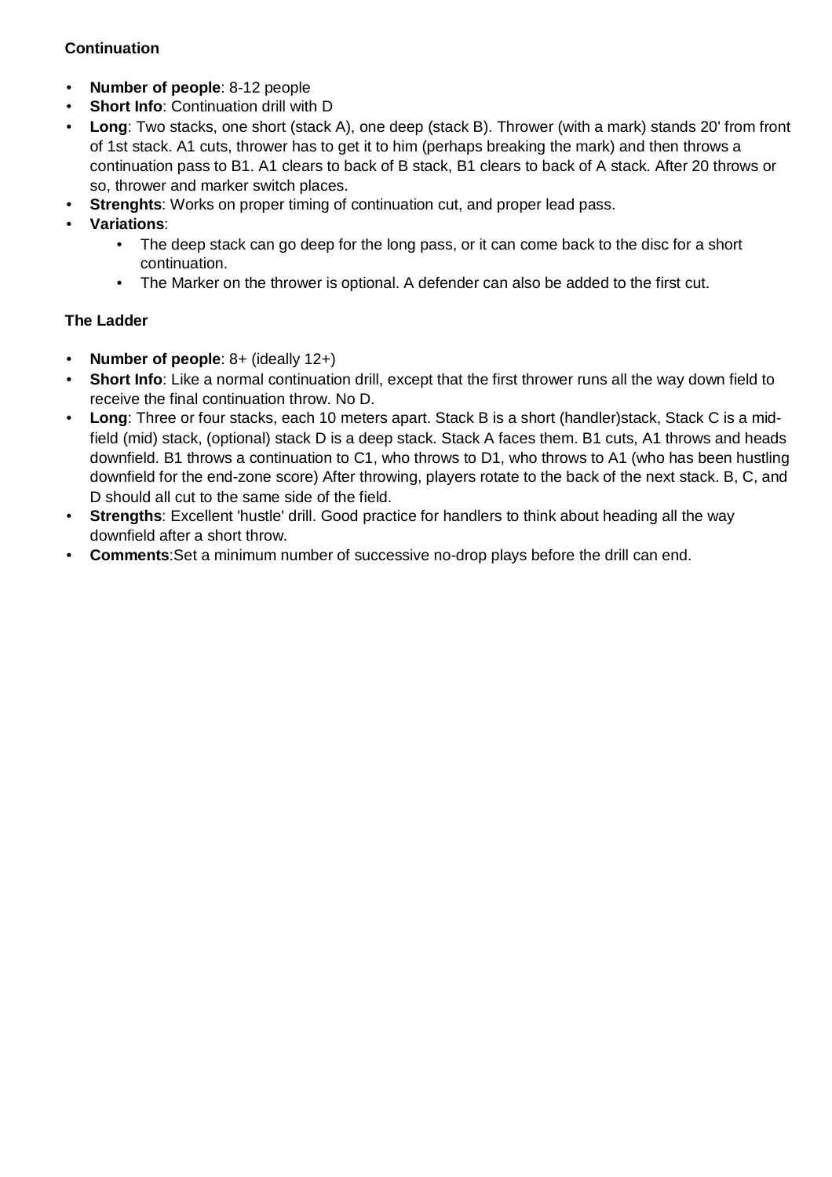**Continuation**

- **Number of people**: 8-12 people
- **Short Info**: Continuation drill with D
- **Long**: Two stacks, one short (stack A), one deep (stack B). Thrower (with a mark) stands 20' from front of 1st stack. A1 cuts, thrower has to get it to him (perhaps breaking the mark) and then throws a continuation pass to B1. A1 clears to back of B stack, B1 clears to back of A stack. After 20 throws or so, thrower and marker switch places.
- **Strenghts**: Works on proper timing of continuation cut, and proper lead pass.
- **Variations**:
  - The deep stack can go deep for the long pass, or it can come back to the disc for a short continuation.
  - The Marker on the thrower is optional. A defender can also be added to the first cut.

**The Ladder**

- **Number of people**: 8+ (ideally 12+)
- **Short Info**: Like a normal continuation drill, except that the first thrower runs all the way down field to receive the final continuation throw. No D.
- **Long**: Three or four stacks, each 10 meters apart. Stack B is a short (handler)stack, Stack C is a mid-field (mid) stack, (optional) stack D is a deep stack. Stack A faces them. B1 cuts, A1 throws and heads downfield. B1 throws a continuation to C1, who throws to D1, who throws to A1 (who has been hustling downfield for the end-zone score) After throwing, players rotate to the back of the next stack. B, C, and D should all cut to the same side of the field.
- **Strengths**: Excellent 'hustle' drill. Good practice for handlers to think about heading all the way downfield after a short throw.
- **Comments**:Set a minimum number of successive no-drop plays before the drill can end.